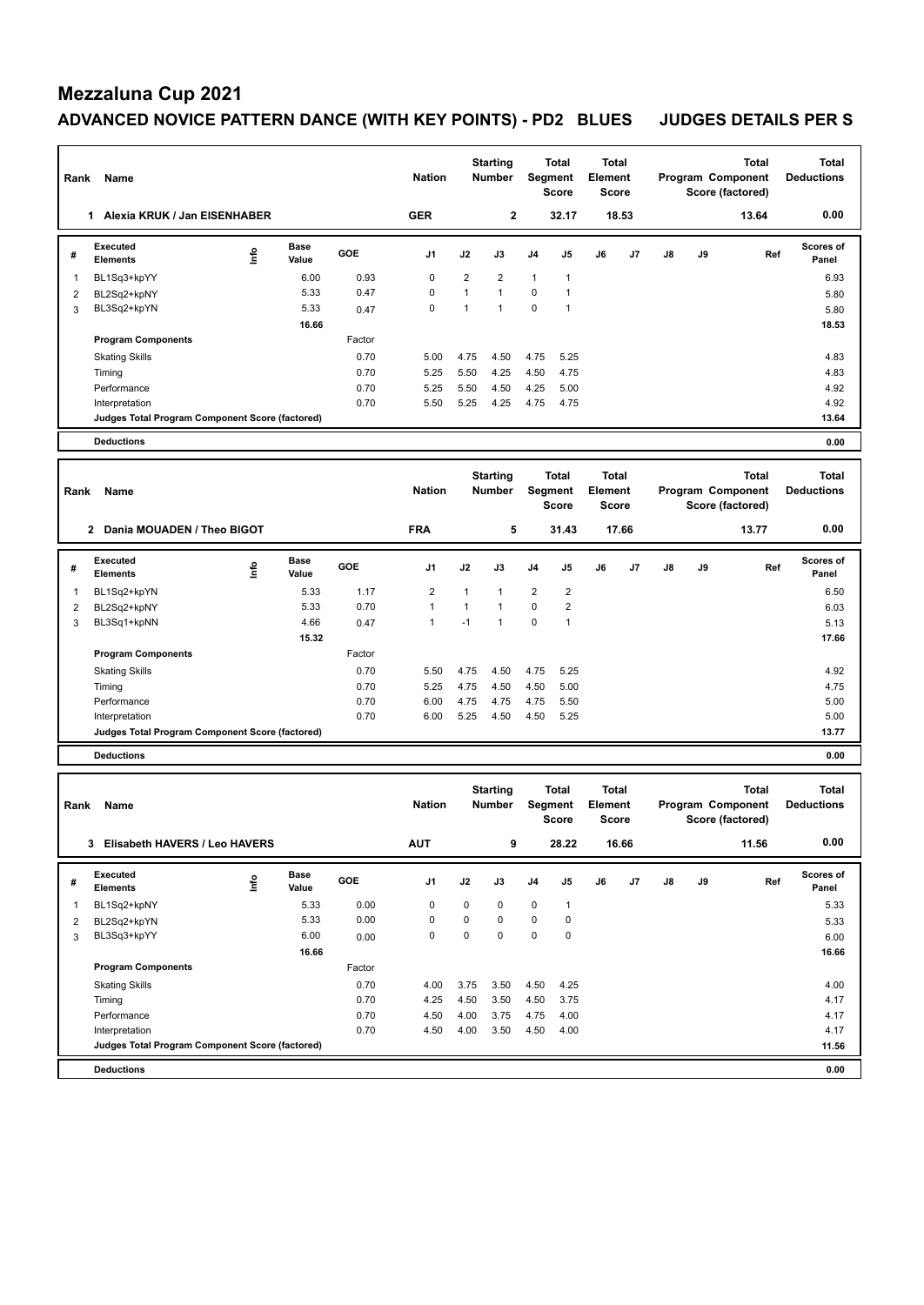# Mezzaluna Cup 2021

## ADVANCED NOVICE PATTERN DANCE (WITH KEY POINTS) - PD2 BLUES JUDGES DETAILS PER S

| Rank | Name | Nation | Starting Number | Total Segment Score | Total Element Score | Total Program Component Score (factored) | Total Deductions |
|---|---|---|---|---|---|---|---|
| 1 | Alexia KRUK / Jan EISENHABER | GER | 2 | 32.17 | 18.53 | 13.64 | 0.00 |

| # | Executed Elements | Info | Base Value | GOE | J1 | J2 | J3 | J4 | J5 | J6 | J7 | J8 | J9 | Ref | Scores of Panel |
|---|---|---|---|---|---|---|---|---|---|---|---|---|---|---|---|
| 1 | BL1Sq3+kpYY | | 6.00 | 0.93 | 0 | 2 | 2 | 1 | 1 | | | | | | 6.93 |
| 2 | BL2Sq2+kpNY | | 5.33 | 0.47 | 0 | 1 | 1 | 0 | 1 | | | | | | 5.80 |
| 3 | BL3Sq2+kpYN | | 5.33 | 0.47 | 0 | 1 | 1 | 0 | 1 | | | | | | 5.80 |
| | | | 16.66 | | | | | | | | | | | | 18.53 |
| | **Program Components** | | | Factor | | | | | | | | | | | |
| | Skating Skills | | | 0.70 | 5.00 | 4.75 | 4.50 | 4.75 | 5.25 | | | | | | 4.83 |
| | Timing | | | 0.70 | 5.25 | 5.50 | 4.25 | 4.50 | 4.75 | | | | | | 4.83 |
| | Performance | | | 0.70 | 5.25 | 5.50 | 4.50 | 4.25 | 5.00 | | | | | | 4.92 |
| | Interpretation | | | 0.70 | 5.50 | 5.25 | 4.25 | 4.75 | 4.75 | | | | | | 4.92 |
| | Judges Total Program Component Score (factored) | | | | | | | | | | | | | | 13.64 |
| | **Deductions** | | | | | | | | | | | | | | 0.00 |

| Rank | Name | Nation | Starting Number | Total Segment Score | Total Element Score | Total Program Component Score (factored) | Total Deductions |
|---|---|---|---|---|---|---|---|
| 2 | Dania MOUADEN / Theo BIGOT | FRA | 5 | 31.43 | 17.66 | 13.77 | 0.00 |

| # | Executed Elements | Info | Base Value | GOE | J1 | J2 | J3 | J4 | J5 | J6 | J7 | J8 | J9 | Ref | Scores of Panel |
|---|---|---|---|---|---|---|---|---|---|---|---|---|---|---|---|
| 1 | BL1Sq2+kpYN | | 5.33 | 1.17 | 2 | 1 | 1 | 2 | 2 | | | | | | 6.50 |
| 2 | BL2Sq2+kpNY | | 5.33 | 0.70 | 1 | 1 | 1 | 0 | 2 | | | | | | 6.03 |
| 3 | BL3Sq1+kpNN | | 4.66 | 0.47 | 1 | -1 | 1 | 0 | 1 | | | | | | 5.13 |
| | | | 15.32 | | | | | | | | | | | | 17.66 |
| | **Program Components** | | | Factor | | | | | | | | | | | |
| | Skating Skills | | | 0.70 | 5.50 | 4.75 | 4.50 | 4.75 | 5.25 | | | | | | 4.92 |
| | Timing | | | 0.70 | 5.25 | 4.75 | 4.50 | 4.50 | 5.00 | | | | | | 4.75 |
| | Performance | | | 0.70 | 6.00 | 4.75 | 4.75 | 4.75 | 5.50 | | | | | | 5.00 |
| | Interpretation | | | 0.70 | 6.00 | 5.25 | 4.50 | 4.50 | 5.25 | | | | | | 5.00 |
| | Judges Total Program Component Score (factored) | | | | | | | | | | | | | | 13.77 |
| | **Deductions** | | | | | | | | | | | | | | 0.00 |

| Rank | Name | Nation | Starting Number | Total Segment Score | Total Element Score | Total Program Component Score (factored) | Total Deductions |
|---|---|---|---|---|---|---|---|
| 3 | Elisabeth HAVERS / Leo HAVERS | AUT | 9 | 28.22 | 16.66 | 11.56 | 0.00 |

| # | Executed Elements | Info | Base Value | GOE | J1 | J2 | J3 | J4 | J5 | J6 | J7 | J8 | J9 | Ref | Scores of Panel |
|---|---|---|---|---|---|---|---|---|---|---|---|---|---|---|---|
| 1 | BL1Sq2+kpNY | | 5.33 | 0.00 | 0 | 0 | 0 | 0 | 1 | | | | | | 5.33 |
| 2 | BL2Sq2+kpYN | | 5.33 | 0.00 | 0 | 0 | 0 | 0 | 0 | | | | | | 5.33 |
| 3 | BL3Sq3+kpYY | | 6.00 | 0.00 | 0 | 0 | 0 | 0 | 0 | | | | | | 6.00 |
| | | | 16.66 | | | | | | | | | | | | 16.66 |
| | **Program Components** | | | Factor | | | | | | | | | | | |
| | Skating Skills | | | 0.70 | 4.00 | 3.75 | 3.50 | 4.50 | 4.25 | | | | | | 4.00 |
| | Timing | | | 0.70 | 4.25 | 4.50 | 3.50 | 4.50 | 3.75 | | | | | | 4.17 |
| | Performance | | | 0.70 | 4.50 | 4.00 | 3.75 | 4.75 | 4.00 | | | | | | 4.17 |
| | Interpretation | | | 0.70 | 4.50 | 4.00 | 3.50 | 4.50 | 4.00 | | | | | | 4.17 |
| | Judges Total Program Component Score (factored) | | | | | | | | | | | | | | 11.56 |
| | **Deductions** | | | | | | | | | | | | | | 0.00 |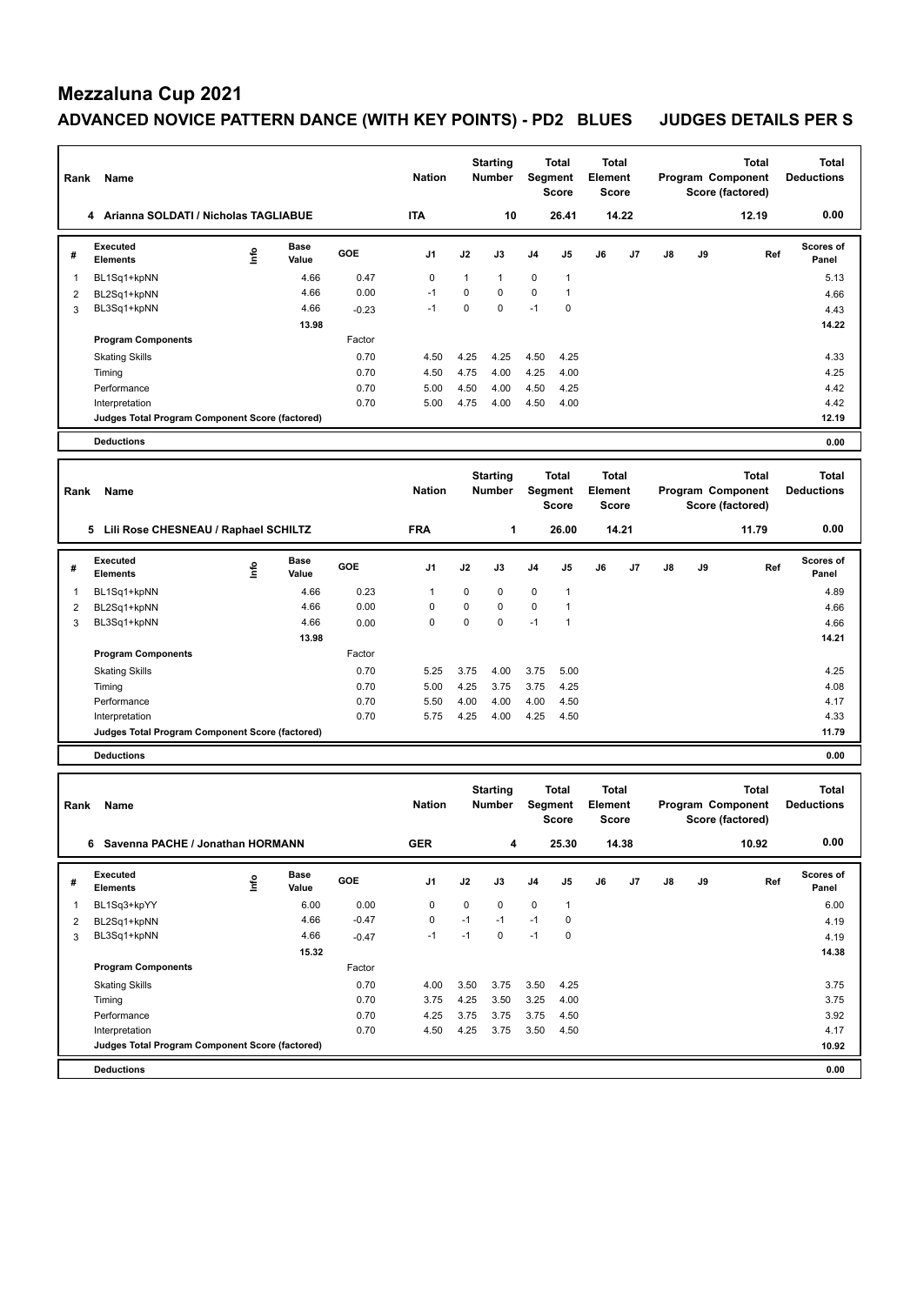# Mezzaluna Cup 2021

## ADVANCED NOVICE PATTERN DANCE (WITH KEY POINTS) - PD2 BLUES JUDGES DETAILS PER S

| Rank | Name | Nation | Starting Number | Total Segment Score | Total Element Score | Total Program Component Score (factored) | Total Deductions |
|---|---|---|---|---|---|---|---|
| 4 | Arianna SOLDATI / Nicholas TAGLIABUE | ITA | 10 | 26.41 | 14.22 | 12.19 | 0.00 |

| # | Executed Elements | Info | Base Value | GOE | J1 | J2 | J3 | J4 | J5 | J6 | J7 | J8 | J9 | Ref | Scores of Panel |
|---|---|---|---|---|---|---|---|---|---|---|---|---|---|---|---|
| 1 | BL1Sq1+kpNN | | 4.66 | 0.47 | 0 | 1 | 1 | 0 | 1 | | | | | | 5.13 |
| 2 | BL2Sq1+kpNN | | 4.66 | 0.00 | -1 | 0 | 0 | 0 | 1 | | | | | | 4.66 |
| 3 | BL3Sq1+kpNN | | 4.66 | -0.23 | -1 | 0 | 0 | -1 | 0 | | | | | | 4.43 |
| | | | 13.98 | | | | | | | | | | | | 14.22 |
| | Program Components | | | Factor | | | | | | | | | | | |
| | Skating Skills | | | 0.70 | 4.50 | 4.25 | 4.25 | 4.50 | 4.25 | | | | | | 4.33 |
| | Timing | | | 0.70 | 4.50 | 4.75 | 4.00 | 4.25 | 4.00 | | | | | | 4.25 |
| | Performance | | | 0.70 | 5.00 | 4.50 | 4.00 | 4.50 | 4.25 | | | | | | 4.42 |
| | Interpretation | | | 0.70 | 5.00 | 4.75 | 4.00 | 4.50 | 4.00 | | | | | | 4.42 |
| | Judges Total Program Component Score (factored) | | | | | | | | | | | | | | 12.19 |
| | Deductions | | | | | | | | | | | | | | 0.00 |

| Rank | Name | Nation | Starting Number | Total Segment Score | Total Element Score | Total Program Component Score (factored) | Total Deductions |
|---|---|---|---|---|---|---|---|
| 5 | Lili Rose CHESNEAU / Raphael SCHILTZ | FRA | 1 | 26.00 | 14.21 | 11.79 | 0.00 |

| # | Executed Elements | Info | Base Value | GOE | J1 | J2 | J3 | J4 | J5 | J6 | J7 | J8 | J9 | Ref | Scores of Panel |
|---|---|---|---|---|---|---|---|---|---|---|---|---|---|---|---|
| 1 | BL1Sq1+kpNN | | 4.66 | 0.23 | 1 | 0 | 0 | 0 | 1 | | | | | | 4.89 |
| 2 | BL2Sq1+kpNN | | 4.66 | 0.00 | 0 | 0 | 0 | 0 | 1 | | | | | | 4.66 |
| 3 | BL3Sq1+kpNN | | 4.66 | 0.00 | 0 | 0 | 0 | -1 | 1 | | | | | | 4.66 |
| | | | 13.98 | | | | | | | | | | | | 14.21 |
| | Program Components | | | Factor | | | | | | | | | | | |
| | Skating Skills | | | 0.70 | 5.25 | 3.75 | 4.00 | 3.75 | 5.00 | | | | | | 4.25 |
| | Timing | | | 0.70 | 5.00 | 4.25 | 3.75 | 3.75 | 4.25 | | | | | | 4.08 |
| | Performance | | | 0.70 | 5.50 | 4.00 | 4.00 | 4.00 | 4.50 | | | | | | 4.17 |
| | Interpretation | | | 0.70 | 5.75 | 4.25 | 4.00 | 4.25 | 4.50 | | | | | | 4.33 |
| | Judges Total Program Component Score (factored) | | | | | | | | | | | | | | 11.79 |
| | Deductions | | | | | | | | | | | | | | 0.00 |

| Rank | Name | Nation | Starting Number | Total Segment Score | Total Element Score | Total Program Component Score (factored) | Total Deductions |
|---|---|---|---|---|---|---|---|
| 6 | Savenna PACHE / Jonathan HORMANN | GER | 4 | 25.30 | 14.38 | 10.92 | 0.00 |

| # | Executed Elements | Info | Base Value | GOE | J1 | J2 | J3 | J4 | J5 | J6 | J7 | J8 | J9 | Ref | Scores of Panel |
|---|---|---|---|---|---|---|---|---|---|---|---|---|---|---|---|
| 1 | BL1Sq3+kpYY | | 6.00 | 0.00 | 0 | 0 | 0 | 0 | 1 | | | | | | 6.00 |
| 2 | BL2Sq1+kpNN | | 4.66 | -0.47 | 0 | -1 | -1 | -1 | 0 | | | | | | 4.19 |
| 3 | BL3Sq1+kpNN | | 4.66 | -0.47 | -1 | -1 | 0 | -1 | 0 | | | | | | 4.19 |
| | | | 15.32 | | | | | | | | | | | | 14.38 |
| | Program Components | | | Factor | | | | | | | | | | | |
| | Skating Skills | | | 0.70 | 4.00 | 3.50 | 3.75 | 3.50 | 4.25 | | | | | | 3.75 |
| | Timing | | | 0.70 | 3.75 | 4.25 | 3.50 | 3.25 | 4.00 | | | | | | 3.75 |
| | Performance | | | 0.70 | 4.25 | 3.75 | 3.75 | 3.75 | 4.50 | | | | | | 3.92 |
| | Interpretation | | | 0.70 | 4.50 | 4.25 | 3.75 | 3.50 | 4.50 | | | | | | 4.17 |
| | Judges Total Program Component Score (factored) | | | | | | | | | | | | | | 10.92 |
| | Deductions | | | | | | | | | | | | | | 0.00 |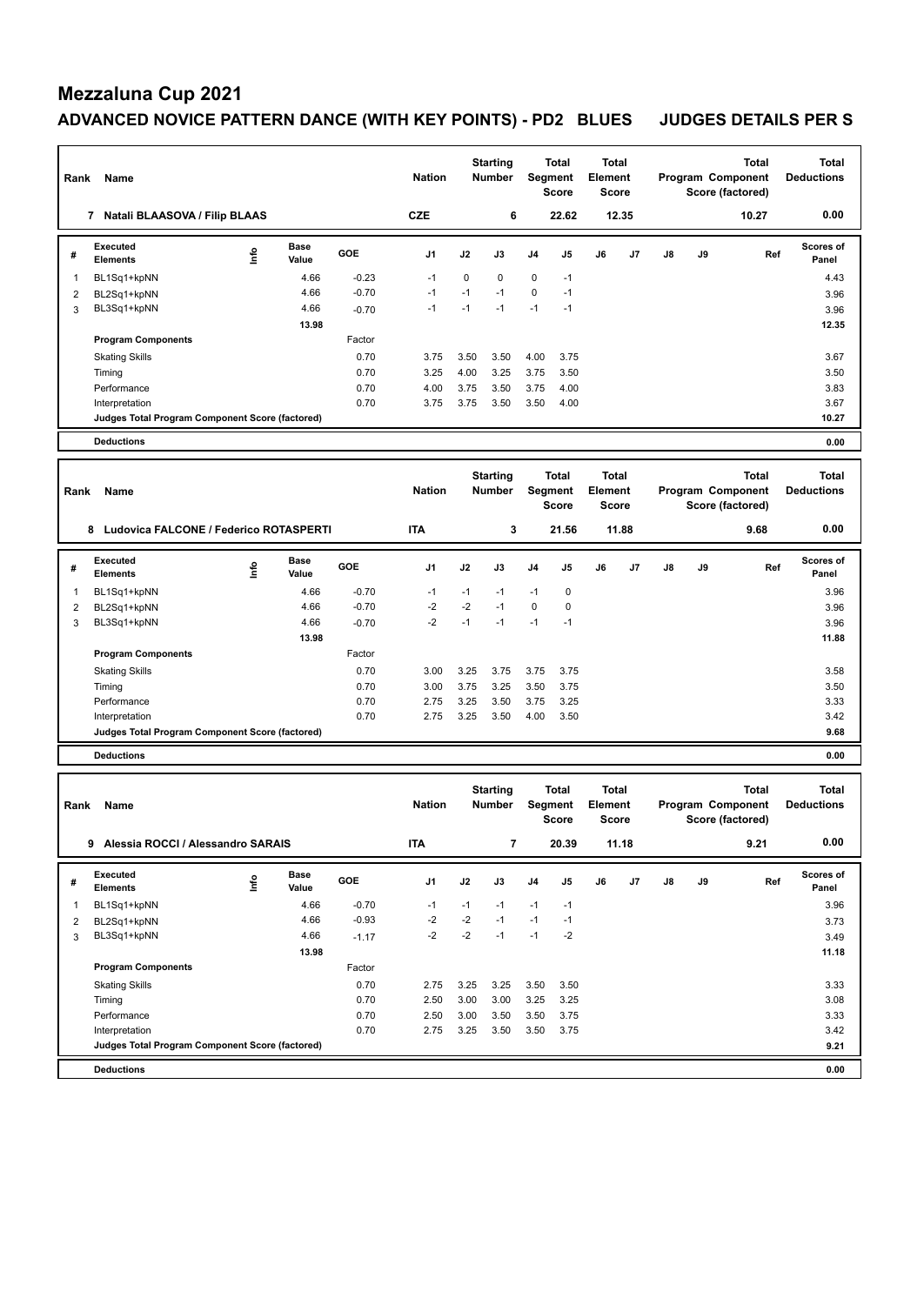# Mezzaluna Cup 2021

## ADVANCED NOVICE PATTERN DANCE (WITH KEY POINTS) - PD2 BLUES JUDGES DETAILS PER S

| Rank | Name | Nation | Starting Number | Total Segment Score | Total Element Score | Total Program Component Score (factored) | Total Deductions |
|---|---|---|---|---|---|---|---|
| 7 | Natali BLAASOVA / Filip BLAAS | CZE | 6 | 22.62 | 12.35 | 10.27 | 0.00 |

| # | Executed Elements | Info | Base Value | GOE | J1 | J2 | J3 | J4 | J5 | J6 | J7 | J8 | J9 | Ref | Scores of Panel |
|---|---|---|---|---|---|---|---|---|---|---|---|---|---|---|---|
| 1 | BL1Sq1+kpNN | | 4.66 | -0.23 | -1 | 0 | 0 | 0 | -1 | | | | | | 4.43 |
| 2 | BL2Sq1+kpNN | | 4.66 | -0.70 | -1 | -1 | -1 | 0 | -1 | | | | | | 3.96 |
| 3 | BL3Sq1+kpNN | | 4.66 | -0.70 | -1 | -1 | -1 | -1 | -1 | | | | | | 3.96 |
| | | | 13.98 | | | | | | | | | | | | 12.35 |
| | **Program Components** | | | Factor | | | | | | | | | | | |
| | Skating Skills | | | 0.70 | 3.75 | 3.50 | 3.50 | 4.00 | 3.75 | | | | | | 3.67 |
| | Timing | | | 0.70 | 3.25 | 4.00 | 3.25 | 3.75 | 3.50 | | | | | | 3.50 |
| | Performance | | | 0.70 | 4.00 | 3.75 | 3.50 | 3.75 | 4.00 | | | | | | 3.83 |
| | Interpretation | | | 0.70 | 3.75 | 3.75 | 3.50 | 3.50 | 4.00 | | | | | | 3.67 |
| | **Judges Total Program Component Score (factored)** | | | | | | | | | | | | | | 10.27 |
| | **Deductions** | | | | | | | | | | | | | | 0.00 |

| Rank | Name | Nation | Starting Number | Total Segment Score | Total Element Score | Total Program Component Score (factored) | Total Deductions |
|---|---|---|---|---|---|---|---|
| 8 | Ludovica FALCONE / Federico ROTASPERTI | ITA | 3 | 21.56 | 11.88 | 9.68 | 0.00 |

| # | Executed Elements | Info | Base Value | GOE | J1 | J2 | J3 | J4 | J5 | J6 | J7 | J8 | J9 | Ref | Scores of Panel |
|---|---|---|---|---|---|---|---|---|---|---|---|---|---|---|---|
| 1 | BL1Sq1+kpNN | | 4.66 | -0.70 | -1 | -1 | -1 | -1 | 0 | | | | | | 3.96 |
| 2 | BL2Sq1+kpNN | | 4.66 | -0.70 | -2 | -2 | -1 | 0 | 0 | | | | | | 3.96 |
| 3 | BL3Sq1+kpNN | | 4.66 | -0.70 | -2 | -1 | -1 | -1 | -1 | | | | | | 3.96 |
| | | | 13.98 | | | | | | | | | | | | 11.88 |
| | **Program Components** | | | Factor | | | | | | | | | | | |
| | Skating Skills | | | 0.70 | 3.00 | 3.25 | 3.75 | 3.75 | 3.75 | | | | | | 3.58 |
| | Timing | | | 0.70 | 3.00 | 3.75 | 3.25 | 3.50 | 3.75 | | | | | | 3.50 |
| | Performance | | | 0.70 | 2.75 | 3.25 | 3.50 | 3.75 | 3.25 | | | | | | 3.33 |
| | Interpretation | | | 0.70 | 2.75 | 3.25 | 3.50 | 4.00 | 3.50 | | | | | | 3.42 |
| | **Judges Total Program Component Score (factored)** | | | | | | | | | | | | | | 9.68 |
| | **Deductions** | | | | | | | | | | | | | | 0.00 |

| Rank | Name | Nation | Starting Number | Total Segment Score | Total Element Score | Total Program Component Score (factored) | Total Deductions |
|---|---|---|---|---|---|---|---|
| 9 | Alessia ROCCI / Alessandro SARAIS | ITA | 7 | 20.39 | 11.18 | 9.21 | 0.00 |

| # | Executed Elements | Info | Base Value | GOE | J1 | J2 | J3 | J4 | J5 | J6 | J7 | J8 | J9 | Ref | Scores of Panel |
|---|---|---|---|---|---|---|---|---|---|---|---|---|---|---|---|
| 1 | BL1Sq1+kpNN | | 4.66 | -0.70 | -1 | -1 | -1 | -1 | -1 | | | | | | 3.96 |
| 2 | BL2Sq1+kpNN | | 4.66 | -0.93 | -2 | -2 | -1 | -1 | -1 | | | | | | 3.73 |
| 3 | BL3Sq1+kpNN | | 4.66 | -1.17 | -2 | -2 | -1 | -1 | -2 | | | | | | 3.49 |
| | | | 13.98 | | | | | | | | | | | | 11.18 |
| | **Program Components** | | | Factor | | | | | | | | | | | |
| | Skating Skills | | | 0.70 | 2.75 | 3.25 | 3.25 | 3.50 | 3.50 | | | | | | 3.33 |
| | Timing | | | 0.70 | 2.50 | 3.00 | 3.00 | 3.25 | 3.25 | | | | | | 3.08 |
| | Performance | | | 0.70 | 2.50 | 3.00 | 3.50 | 3.50 | 3.75 | | | | | | 3.33 |
| | Interpretation | | | 0.70 | 2.75 | 3.25 | 3.50 | 3.50 | 3.75 | | | | | | 3.42 |
| | **Judges Total Program Component Score (factored)** | | | | | | | | | | | | | | 9.21 |
| | **Deductions** | | | | | | | | | | | | | | 0.00 |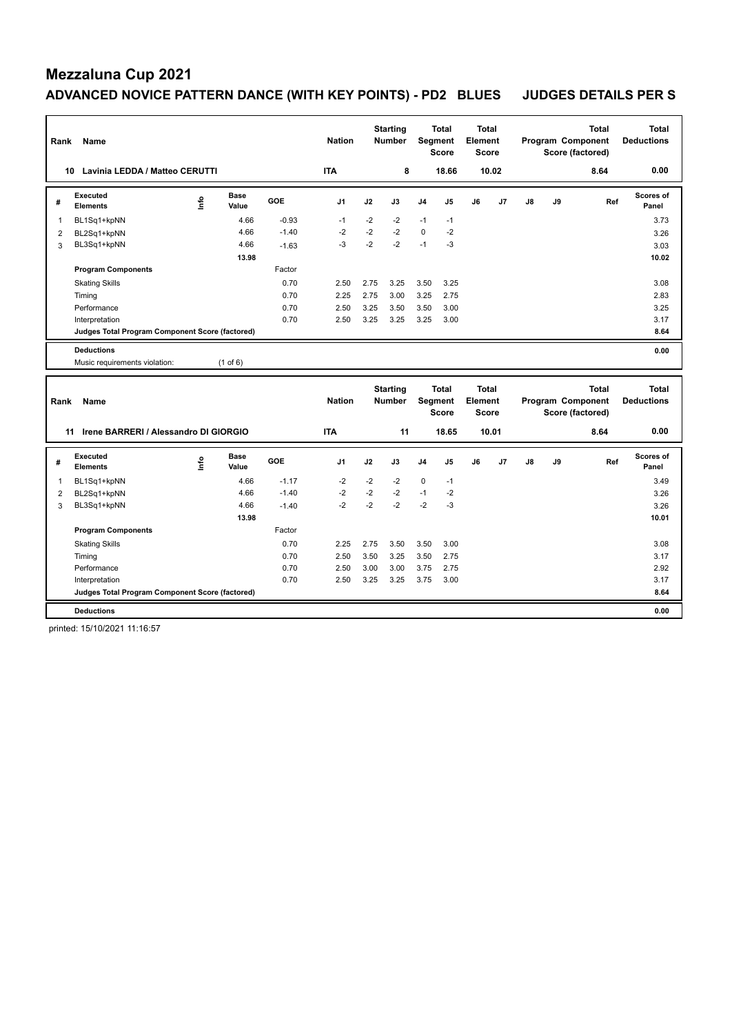# Mezzaluna Cup 2021

## ADVANCED NOVICE PATTERN DANCE (WITH KEY POINTS) - PD2 BLUES JUDGES DETAILS PER S

| Rank | Name | Nation | Starting Number | Total Segment Score | Total Element Score | Total Program Component Score (factored) | Total Deductions |
|---|---|---|---|---|---|---|---|
| 10 | Lavinia LEDDA / Matteo CERUTTI | ITA | 8 | 18.66 | 10.02 | 8.64 | 0.00 |

| # | Executed Elements | Info | Base Value | GOE | J1 | J2 | J3 | J4 | J5 | J6 | J7 | J8 | J9 | Ref | Scores of Panel |
|---|---|---|---|---|---|---|---|---|---|---|---|---|---|---|---|
| 1 | BL1Sq1+kpNN | | 4.66 | -0.93 | -1 | -2 | -2 | -1 | -1 | | | | | | 3.73 |
| 2 | BL2Sq1+kpNN | | 4.66 | -1.40 | -2 | -2 | -2 | 0 | -2 | | | | | | 3.26 |
| 3 | BL3Sq1+kpNN | | 4.66 | -1.63 | -3 | -2 | -2 | -1 | -3 | | | | | | 3.03 |
| | | | 13.98 | | | | | | | | | | | | 10.02 |
| | Program Components | | | Factor | | | | | | | | | | | |
| | Skating Skills | | | 0.70 | 2.50 | 2.75 | 3.25 | 3.50 | 3.25 | | | | | | 3.08 |
| | Timing | | | 0.70 | 2.25 | 2.75 | 3.00 | 3.25 | 2.75 | | | | | | 2.83 |
| | Performance | | | 0.70 | 2.50 | 3.25 | 3.50 | 3.50 | 3.00 | | | | | | 3.25 |
| | Interpretation | | | 0.70 | 2.50 | 3.25 | 3.25 | 3.25 | 3.00 | | | | | | 3.17 |
| | Judges Total Program Component Score (factored) | | | | | | | | | | | | | | 8.64 |
| | Deductions | | | | | | | | | | | | | | 0.00 |
| | Music requirements violation: | | (1 of 6) | | | | | | | | | | | | |

| Rank | Name | Nation | Starting Number | Total Segment Score | Total Element Score | Total Program Component Score (factored) | Total Deductions |
|---|---|---|---|---|---|---|---|
| 11 | Irene BARRERI / Alessandro DI GIORGIO | ITA | 11 | 18.65 | 10.01 | 8.64 | 0.00 |

| # | Executed Elements | Info | Base Value | GOE | J1 | J2 | J3 | J4 | J5 | J6 | J7 | J8 | J9 | Ref | Scores of Panel |
|---|---|---|---|---|---|---|---|---|---|---|---|---|---|---|---|
| 1 | BL1Sq1+kpNN | | 4.66 | -1.17 | -2 | -2 | -2 | 0 | -1 | | | | | | 3.49 |
| 2 | BL2Sq1+kpNN | | 4.66 | -1.40 | -2 | -2 | -2 | -1 | -2 | | | | | | 3.26 |
| 3 | BL3Sq1+kpNN | | 4.66 | -1.40 | -2 | -2 | -2 | -2 | -3 | | | | | | 3.26 |
| | | | 13.98 | | | | | | | | | | | | 10.01 |
| | Program Components | | | Factor | | | | | | | | | | | |
| | Skating Skills | | | 0.70 | 2.25 | 2.75 | 3.50 | 3.50 | 3.00 | | | | | | 3.08 |
| | Timing | | | 0.70 | 2.50 | 3.50 | 3.25 | 3.50 | 2.75 | | | | | | 3.17 |
| | Performance | | | 0.70 | 2.50 | 3.00 | 3.00 | 3.75 | 2.75 | | | | | | 2.92 |
| | Interpretation | | | 0.70 | 2.50 | 3.25 | 3.25 | 3.75 | 3.00 | | | | | | 3.17 |
| | Judges Total Program Component Score (factored) | | | | | | | | | | | | | | 8.64 |
| | Deductions | | | | | | | | | | | | | | 0.00 |

printed: 15/10/2021 11:16:57